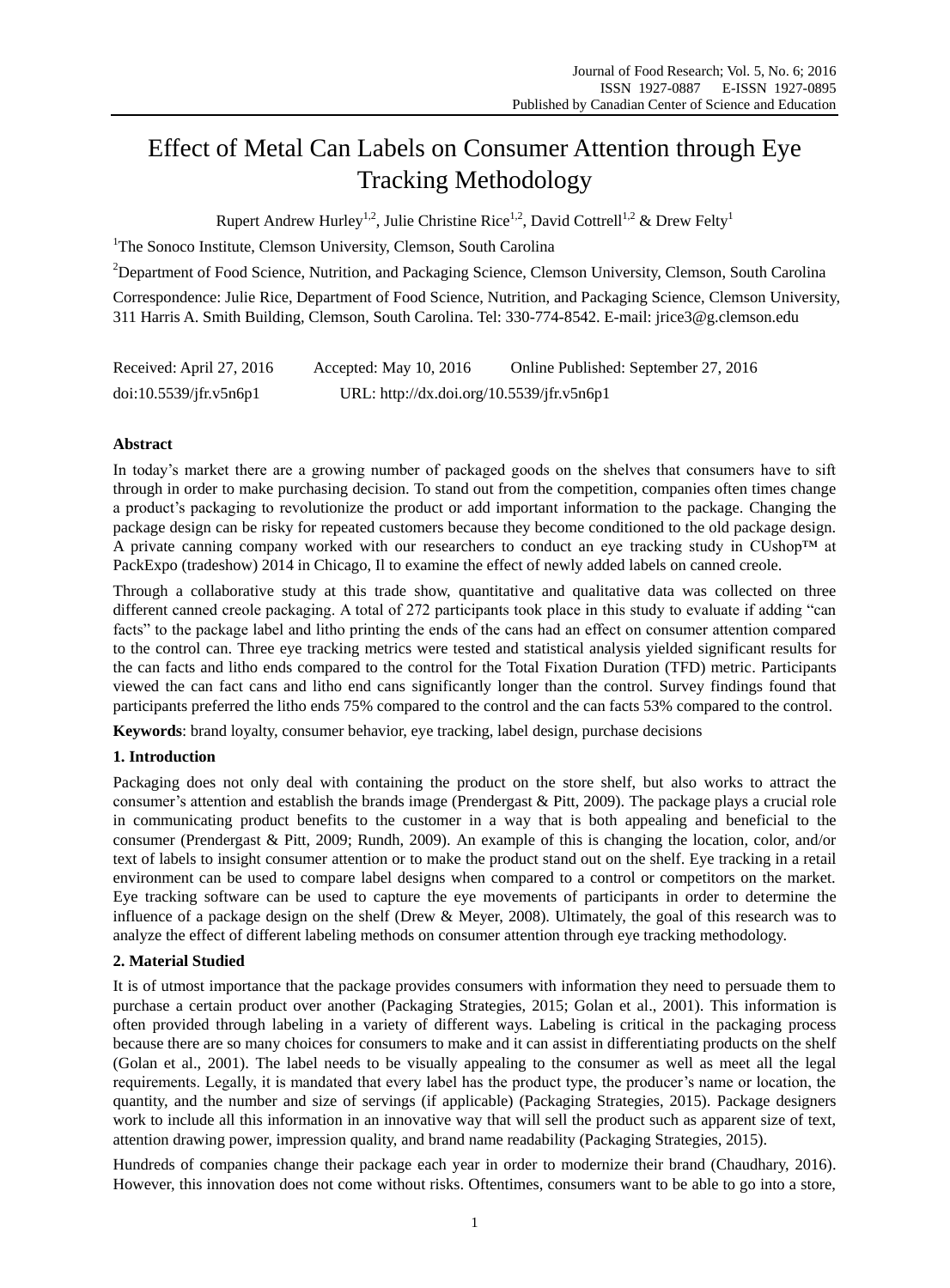# Effect of Metal Can Labels on Consumer Attention through Eye Tracking Methodology

Rupert Andrew Hurley[1,2], Julie Christine Rice[1,2], David Cottrell[1,2] & Drew Felty[1]

[1]The Sonoco Institute, Clemson University, Clemson, South Carolina

[2]Department of Food Science, Nutrition, and Packaging Science, Clemson University, Clemson, South Carolina

Correspondence: Julie Rice, Department of Food Science, Nutrition, and Packaging Science, Clemson University, 311 Harris A. Smith Building, Clemson, South Carolina. Tel: 330-774-8542. E-mail: jrice3@g.clemson.edu

Received: April 27, 2016 Accepted: May 10, 2016 Online Published: September 27, 2016

doi:10.5539/jfr.v5n6p1 URL: http://dx.doi.org/10.5539/jfr.v5n6p1

## Abstract

In today's market there are a growing number of packaged goods on the shelves that consumers have to sift through in order to make purchasing decision. To stand out from the competition, companies often times change a product's packaging to revolutionize the product or add important information to the package. Changing the package design can be risky for repeated customers because they become conditioned to the old package design. A private canning company worked with our researchers to conduct an eye tracking study in CUshop™ at PackExpo (tradeshow) 2014 in Chicago, Il to examine the effect of newly added labels on canned creole.

Through a collaborative study at this trade show, quantitative and qualitative data was collected on three different canned creole packaging. A total of 272 participants took place in this study to evaluate if adding "can facts" to the package label and litho printing the ends of the cans had an effect on consumer attention compared to the control can. Three eye tracking metrics were tested and statistical analysis yielded significant results for the can facts and litho ends compared to the control for the Total Fixation Duration (TFD) metric. Participants viewed the can fact cans and litho end cans significantly longer than the control. Survey findings found that participants preferred the litho ends 75% compared to the control and the can facts 53% compared to the control.

**Keywords**: brand loyalty, consumer behavior, eye tracking, label design, purchase decisions

## 1. Introduction

Packaging does not only deal with containing the product on the store shelf, but also works to attract the consumer's attention and establish the brands image (Prendergast & Pitt, 2009). The package plays a crucial role in communicating product benefits to the customer in a way that is both appealing and beneficial to the consumer (Prendergast & Pitt, 2009; Rundh, 2009). An example of this is changing the location, color, and/or text of labels to insight consumer attention or to make the product stand out on the shelf. Eye tracking in a retail environment can be used to compare label designs when compared to a control or competitors on the market. Eye tracking software can be used to capture the eye movements of participants in order to determine the influence of a package design on the shelf (Drew & Meyer, 2008). Ultimately, the goal of this research was to analyze the effect of different labeling methods on consumer attention through eye tracking methodology.

## 2. Material Studied

It is of utmost importance that the package provides consumers with information they need to persuade them to purchase a certain product over another (Packaging Strategies, 2015; Golan et al., 2001). This information is often provided through labeling in a variety of different ways. Labeling is critical in the packaging process because there are so many choices for consumers to make and it can assist in differentiating products on the shelf (Golan et al., 2001). The label needs to be visually appealing to the consumer as well as meet all the legal requirements. Legally, it is mandated that every label has the product type, the producer's name or location, the quantity, and the number and size of servings (if applicable) (Packaging Strategies, 2015). Package designers work to include all this information in an innovative way that will sell the product such as apparent size of text, attention drawing power, impression quality, and brand name readability (Packaging Strategies, 2015).

Hundreds of companies change their package each year in order to modernize their brand (Chaudhary, 2016). However, this innovation does not come without risks. Oftentimes, consumers want to be able to go into a store,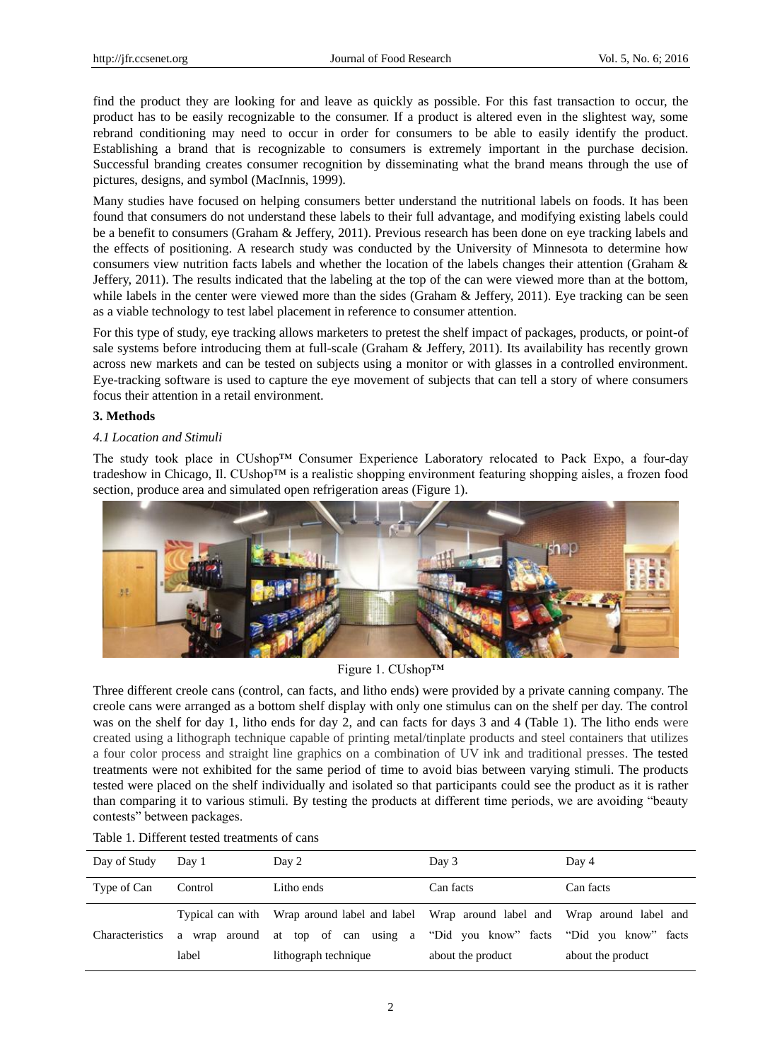find the product they are looking for and leave as quickly as possible. For this fast transaction to occur, the product has to be easily recognizable to the consumer. If a product is altered even in the slightest way, some rebrand conditioning may need to occur in order for consumers to be able to easily identify the product. Establishing a brand that is recognizable to consumers is extremely important in the purchase decision. Successful branding creates consumer recognition by disseminating what the brand means through the use of pictures, designs, and symbol (MacInnis, 1999).

Many studies have focused on helping consumers better understand the nutritional labels on foods. It has been found that consumers do not understand these labels to their full advantage, and modifying existing labels could be a benefit to consumers (Graham & Jeffery, 2011). Previous research has been done on eye tracking labels and the effects of positioning. A research study was conducted by the University of Minnesota to determine how consumers view nutrition facts labels and whether the location of the labels changes their attention (Graham & Jeffery, 2011). The results indicated that the labeling at the top of the can were viewed more than at the bottom, while labels in the center were viewed more than the sides (Graham & Jeffery, 2011). Eye tracking can be seen as a viable technology to test label placement in reference to consumer attention.

For this type of study, eye tracking allows marketers to pretest the shelf impact of packages, products, or point-of sale systems before introducing them at full-scale (Graham & Jeffery, 2011). Its availability has recently grown across new markets and can be tested on subjects using a monitor or with glasses in a controlled environment. Eye-tracking software is used to capture the eye movement of subjects that can tell a story of where consumers focus their attention in a retail environment.

## 3. Methods

### *4.1 Location and Stimuli*

The study took place in CUshop™ Consumer Experience Laboratory relocated to Pack Expo, a four-day tradeshow in Chicago, Il. CUshop™ is a realistic shopping environment featuring shopping aisles, a frozen food section, produce area and simulated open refrigeration areas (Figure 1).

Figure 1. CUshop™

Three different creole cans (control, can facts, and litho ends) were provided by a private canning company. The creole cans were arranged as a bottom shelf display with only one stimulus can on the shelf per day. The control was on the shelf for day 1, litho ends for day 2, and can facts for days 3 and 4 (Table 1). The litho ends were created using a lithograph technique capable of printing metal/tinplate products and steel containers that utilizes a four color process and straight line graphics on a combination of UV ink and traditional presses. The tested treatments were not exhibited for the same period of time to avoid bias between varying stimuli. The products tested were placed on the shelf individually and isolated so that participants could see the product as it is rather than comparing it to various stimuli. By testing the products at different time periods, we are avoiding "beauty contests" between packages.

Table 1. Different tested treatments of cans

| Day of Study | Day 1 | Day 2 | Day 3 | Day 4 |
|---|---|---|---|---|
| Type of Can | Control | Litho ends | Can facts | Can facts |
| Characteristics | Typical can with a wrap around label | Wrap around label and label at top of can using a lithograph technique | Wrap around label and "Did you know" facts about the product | Wrap around label and "Did you know" facts about the product |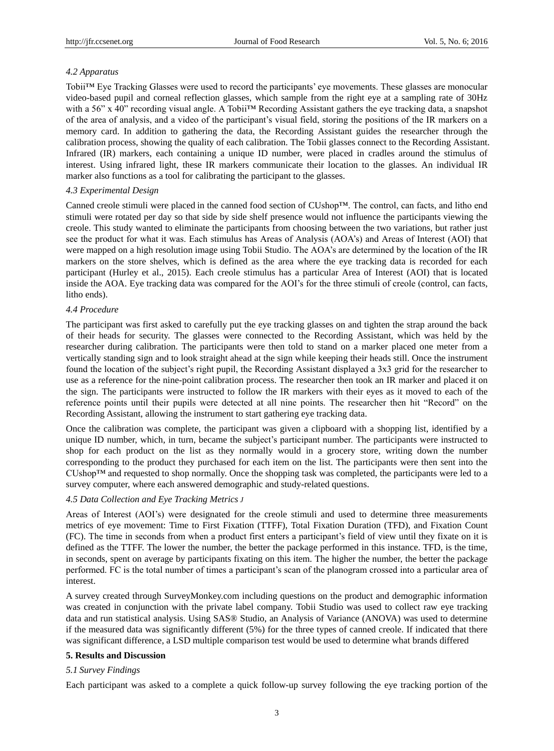### *4.2 Apparatus*

Tobii™ Eye Tracking Glasses were used to record the participants' eye movements. These glasses are monocular video-based pupil and corneal reflection glasses, which sample from the right eye at a sampling rate of 30Hz with a 56" x 40" recording visual angle. A Tobii™ Recording Assistant gathers the eye tracking data, a snapshot of the area of analysis, and a video of the participant's visual field, storing the positions of the IR markers on a memory card. In addition to gathering the data, the Recording Assistant guides the researcher through the calibration process, showing the quality of each calibration. The Tobii glasses connect to the Recording Assistant. Infrared (IR) markers, each containing a unique ID number, were placed in cradles around the stimulus of interest. Using infrared light, these IR markers communicate their location to the glasses. An individual IR marker also functions as a tool for calibrating the participant to the glasses.

### *4.3 Experimental Design*

Canned creole stimuli were placed in the canned food section of CUshop™. The control, can facts, and litho end stimuli were rotated per day so that side by side shelf presence would not influence the participants viewing the creole. This study wanted to eliminate the participants from choosing between the two variations, but rather just see the product for what it was. Each stimulus has Areas of Analysis (AOA's) and Areas of Interest (AOI) that were mapped on a high resolution image using Tobii Studio. The AOA's are determined by the location of the IR markers on the store shelves, which is defined as the area where the eye tracking data is recorded for each participant (Hurley et al., 2015). Each creole stimulus has a particular Area of Interest (AOI) that is located inside the AOA. Eye tracking data was compared for the AOI's for the three stimuli of creole (control, can facts, litho ends).

### *4.4 Procedure*

The participant was first asked to carefully put the eye tracking glasses on and tighten the strap around the back of their heads for security. The glasses were connected to the Recording Assistant, which was held by the researcher during calibration. The participants were then told to stand on a marker placed one meter from a vertically standing sign and to look straight ahead at the sign while keeping their heads still. Once the instrument found the location of the subject's right pupil, the Recording Assistant displayed a 3x3 grid for the researcher to use as a reference for the nine-point calibration process. The researcher then took an IR marker and placed it on the sign. The participants were instructed to follow the IR markers with their eyes as it moved to each of the reference points until their pupils were detected at all nine points. The researcher then hit "Record" on the Recording Assistant, allowing the instrument to start gathering eye tracking data.

Once the calibration was complete, the participant was given a clipboard with a shopping list, identified by a unique ID number, which, in turn, became the subject's participant number. The participants were instructed to shop for each product on the list as they normally would in a grocery store, writing down the number corresponding to the product they purchased for each item on the list. The participants were then sent into the CUshop™ and requested to shop normally. Once the shopping task was completed, the participants were led to a survey computer, where each answered demographic and study-related questions.

### *4.5 Data Collection and Eye Tracking Metrics J*

Areas of Interest (AOI's) were designated for the creole stimuli and used to determine three measurements metrics of eye movement: Time to First Fixation (TTFF), Total Fixation Duration (TFD), and Fixation Count (FC). The time in seconds from when a product first enters a participant's field of view until they fixate on it is defined as the TTFF. The lower the number, the better the package performed in this instance. TFD, is the time, in seconds, spent on average by participants fixating on this item. The higher the number, the better the package performed. FC is the total number of times a participant's scan of the planogram crossed into a particular area of interest.

A survey created through SurveyMonkey.com including questions on the product and demographic information was created in conjunction with the private label company. Tobii Studio was used to collect raw eye tracking data and run statistical analysis. Using SAS® Studio, an Analysis of Variance (ANOVA) was used to determine if the measured data was significantly different (5%) for the three types of canned creole. If indicated that there was significant difference, a LSD multiple comparison test would be used to determine what brands differed

## 5. Results and Discussion

### *5.1 Survey Findings*

Each participant was asked to a complete a quick follow-up survey following the eye tracking portion of the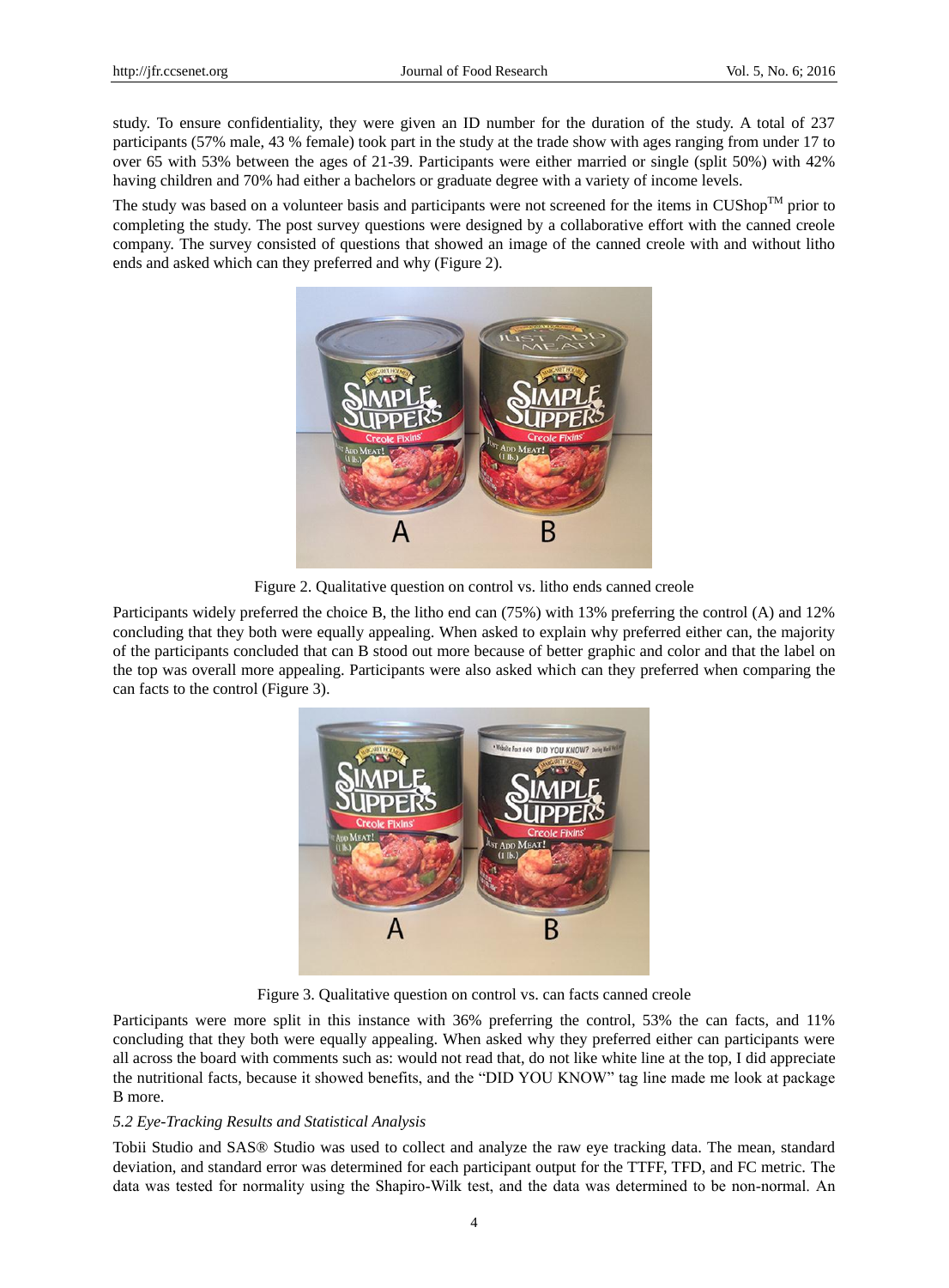study. To ensure confidentiality, they were given an ID number for the duration of the study. A total of 237 participants (57% male, 43 % female) took part in the study at the trade show with ages ranging from under 17 to over 65 with 53% between the ages of 21-39. Participants were either married or single (split 50%) with 42% having children and 70% had either a bachelors or graduate degree with a variety of income levels.

The study was based on a volunteer basis and participants were not screened for the items in CUShop™ prior to completing the study. The post survey questions were designed by a collaborative effort with the canned creole company. The survey consisted of questions that showed an image of the canned creole with and without litho ends and asked which can they preferred and why (Figure 2).

Figure 2. Qualitative question on control vs. litho ends canned creole

Participants widely preferred the choice B, the litho end can (75%) with 13% preferring the control (A) and 12% concluding that they both were equally appealing. When asked to explain why preferred either can, the majority of the participants concluded that can B stood out more because of better graphic and color and that the label on the top was overall more appealing. Participants were also asked which can they preferred when comparing the can facts to the control (Figure 3).

Figure 3. Qualitative question on control vs. can facts canned creole

Participants were more split in this instance with 36% preferring the control, 53% the can facts, and 11% concluding that they both were equally appealing. When asked why they preferred either can participants were all across the board with comments such as: would not read that, do not like white line at the top, I did appreciate the nutritional facts, because it showed benefits, and the "DID YOU KNOW" tag line made me look at package B more.

### *5.2 Eye-Tracking Results and Statistical Analysis*

Tobii Studio and SAS® Studio was used to collect and analyze the raw eye tracking data. The mean, standard deviation, and standard error was determined for each participant output for the TTFF, TFD, and FC metric. The data was tested for normality using the Shapiro-Wilk test, and the data was determined to be non-normal. An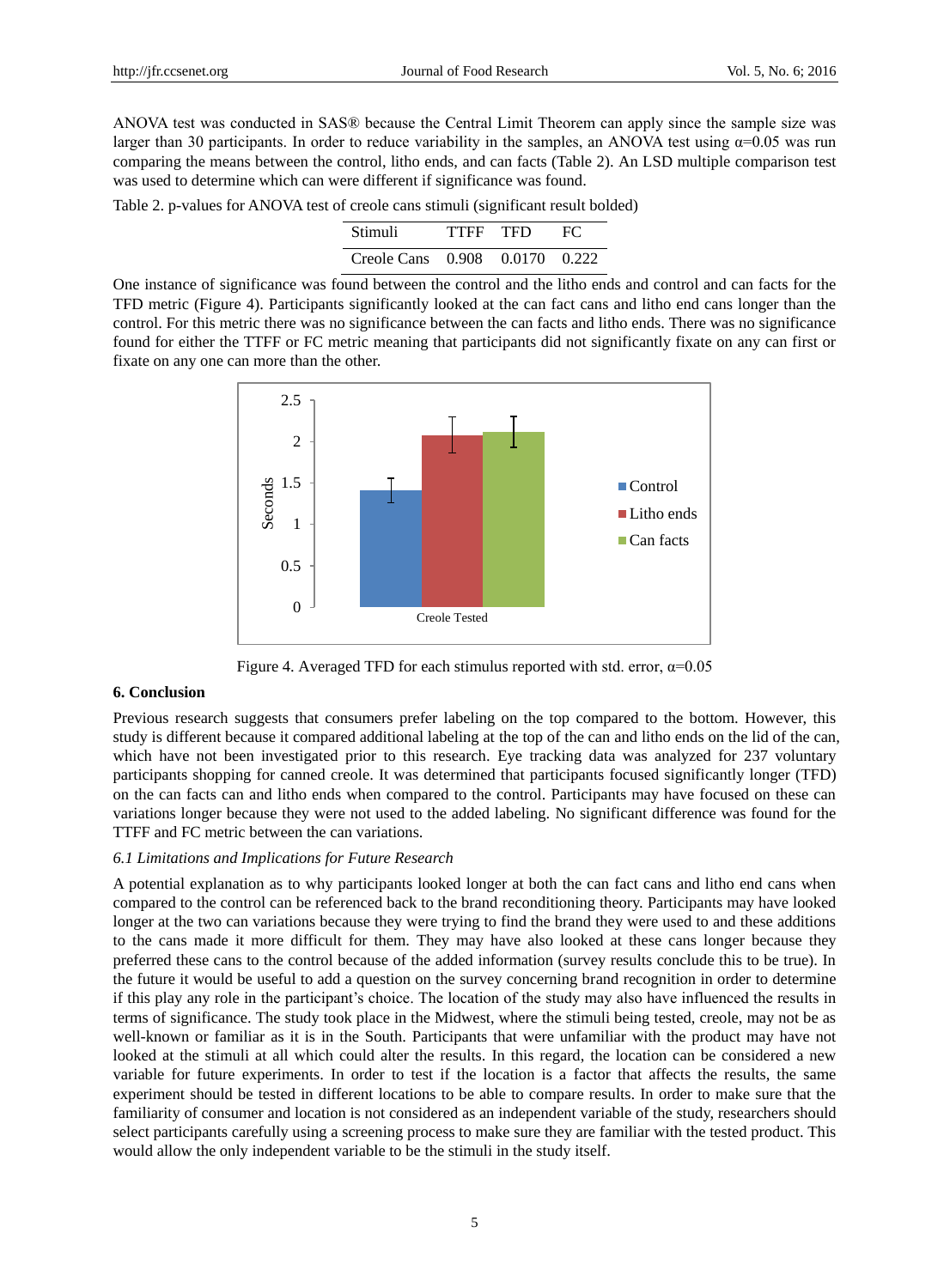ANOVA test was conducted in SAS® because the Central Limit Theorem can apply since the sample size was larger than 30 participants. In order to reduce variability in the samples, an ANOVA test using $\alpha$=0.05 was run comparing the means between the control, litho ends, and can facts (Table 2). An LSD multiple comparison test was used to determine which can were different if significance was found.

Table 2. p-values for ANOVA test of creole cans stimuli (significant result bolded)

| Stimuli | TTFF | TFD | FC |
|---|---|---|---|
| Creole Cans | 0.908 | 0.0170 | 0.222 |

One instance of significance was found between the control and the litho ends and control and can facts for the TFD metric (Figure 4). Participants significantly looked at the can fact cans and litho end cans longer than the control. For this metric there was no significance between the can facts and litho ends. There was no significance found for either the TTFF or FC metric meaning that participants did not significantly fixate on any can first or fixate on any one can more than the other.

2.5
2
1.5
1
0.5
0
Seconds
Creole Tested
Control
Litho ends
Can facts

Figure 4. Averaged TFD for each stimulus reported with std. error, $\alpha$=0.05

## 6. Conclusion

Previous research suggests that consumers prefer labeling on the top compared to the bottom. However, this study is different because it compared additional labeling at the top of the can and litho ends on the lid of the can, which have not been investigated prior to this research. Eye tracking data was analyzed for 237 voluntary participants shopping for canned creole. It was determined that participants focused significantly longer (TFD) on the can facts can and litho ends when compared to the control. Participants may have focused on these can variations longer because they were not used to the added labeling. No significant difference was found for the TTFF and FC metric between the can variations.

### *6.1 Limitations and Implications for Future Research*

A potential explanation as to why participants looked longer at both the can fact cans and litho end cans when compared to the control can be referenced back to the brand reconditioning theory. Participants may have looked longer at the two can variations because they were trying to find the brand they were used to and these additions to the cans made it more difficult for them. They may have also looked at these cans longer because they preferred these cans to the control because of the added information (survey results conclude this to be true). In the future it would be useful to add a question on the survey concerning brand recognition in order to determine if this play any role in the participant's choice. The location of the study may also have influenced the results in terms of significance. The study took place in the Midwest, where the stimuli being tested, creole, may not be as well-known or familiar as it is in the South. Participants that were unfamiliar with the product may have not looked at the stimuli at all which could alter the results. In this regard, the location can be considered a new variable for future experiments. In order to test if the location is a factor that affects the results, the same experiment should be tested in different locations to be able to compare results. In order to make sure that the familiarity of consumer and location is not considered as an independent variable of the study, researchers should select participants carefully using a screening process to make sure they are familiar with the tested product. This would allow the only independent variable to be the stimuli in the study itself.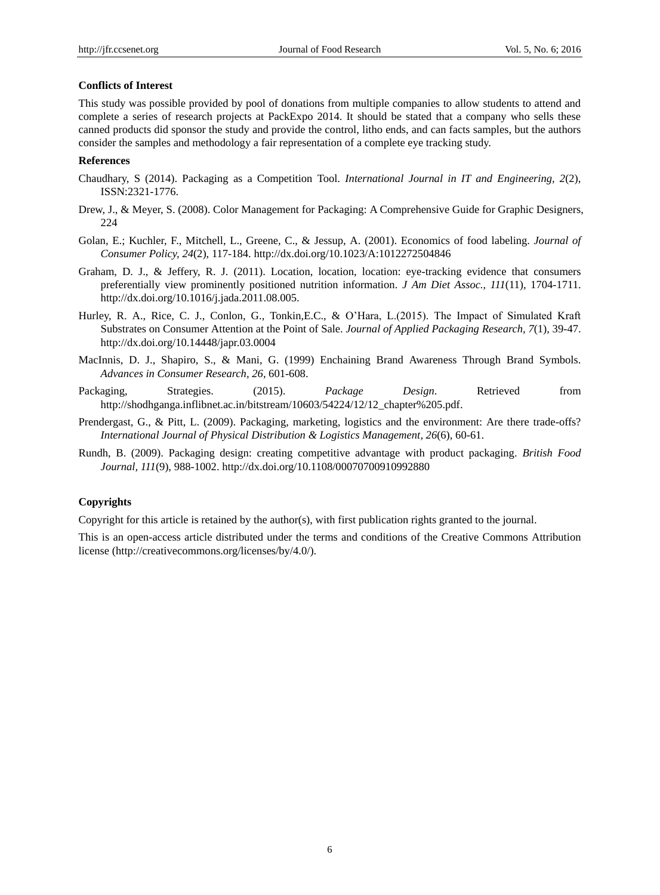**Conflicts of Interest**

This study was possible provided by pool of donations from multiple companies to allow students to attend and complete a series of research projects at PackExpo 2014. It should be stated that a company who sells these canned products did sponsor the study and provide the control, litho ends, and can facts samples, but the authors consider the samples and methodology a fair representation of a complete eye tracking study.

**References**

Chaudhary, S (2014). Packaging as a Competition Tool. *International Journal in IT and Engineering, 2*(2), ISSN:2321-1776.

Drew, J., & Meyer, S. (2008). Color Management for Packaging: A Comprehensive Guide for Graphic Designers, 224

Golan, E.; Kuchler, F., Mitchell, L., Greene, C., & Jessup, A. (2001). Economics of food labeling. *Journal of Consumer Policy, 24*(2), 117-184. http://dx.doi.org/10.1023/A:1012272504846

Graham, D. J., & Jeffery, R. J. (2011). Location, location, location: eye-tracking evidence that consumers preferentially view prominently positioned nutrition information. *J Am Diet Assoc., 111*(11), 1704-1711. http://dx.doi.org/10.1016/j.jada.2011.08.005.

Hurley, R. A., Rice, C. J., Conlon, G., Tonkin,E.C., & O'Hara, L.(2015). The Impact of Simulated Kraft Substrates on Consumer Attention at the Point of Sale. *Journal of Applied Packaging Research, 7*(1), 39-47. http://dx.doi.org/10.14448/japr.03.0004

MacInnis, D. J., Shapiro, S., & Mani, G. (1999) Enchaining Brand Awareness Through Brand Symbols. *Advances in Consumer Research, 26*, 601-608.

Packaging, Strategies. (2015). *Package Design*. Retrieved from http://shodhganga.inflibnet.ac.in/bitstream/10603/54224/12/12_chapter%205.pdf.

Prendergast, G., & Pitt, L. (2009). Packaging, marketing, logistics and the environment: Are there trade-offs? *International Journal of Physical Distribution & Logistics Management, 26*(6), 60-61.

Rundh, B. (2009). Packaging design: creating competitive advantage with product packaging. *British Food Journal, 111*(9), 988-1002. http://dx.doi.org/10.1108/00070700910992880

**Copyrights**

Copyright for this article is retained by the author(s), with first publication rights granted to the journal.

This is an open-access article distributed under the terms and conditions of the Creative Commons Attribution license (http://creativecommons.org/licenses/by/4.0/).